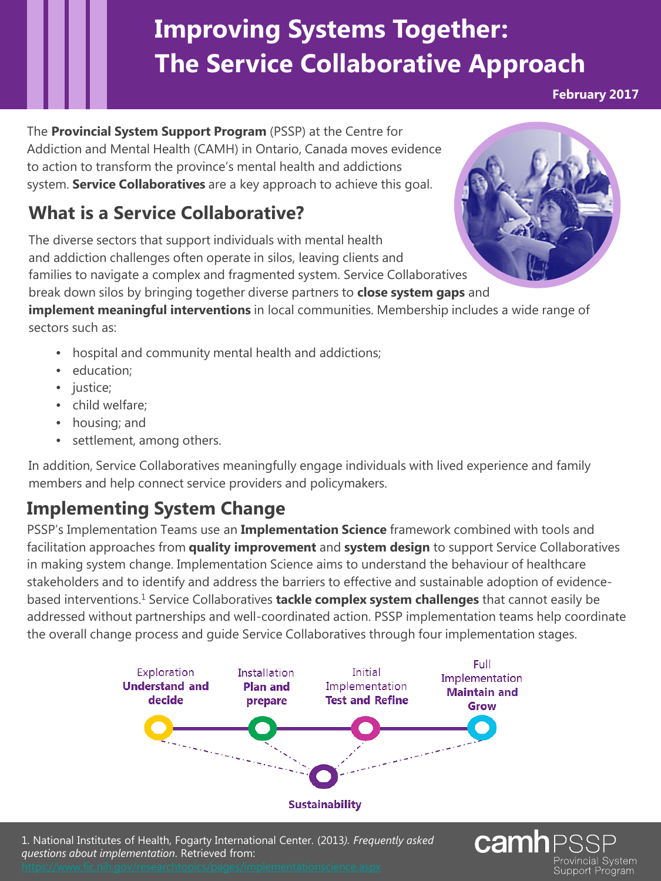# Improving Systems Together: The Service Collaborative Approach

**February 2017**

The **Provincial System Support Program** (PSSP) at the Centre for Addiction and Mental Health (CAMH) in Ontario, Canada moves evidence to action to transform the province's mental health and addictions system. **Service Collaboratives** are a key approach to achieve this goal.

## What is a Service Collaborative?

The diverse sectors that support individuals with mental health and addiction challenges often operate in silos, leaving clients and families to navigate a complex and fragmented system. Service Collaboratives break down silos by bringing together diverse partners to **close system gaps** and **implement meaningful interventions** in local communities. Membership includes a wide range of sectors such as:

- hospital and community mental health and addictions;
- education;
- justice;
- child welfare;
- housing; and
- settlement, among others.

In addition, Service Collaboratives meaningfully engage individuals with lived experience and family members and help connect service providers and policymakers.

## Implementing System Change

PSSP's Implementation Teams use an **Implementation Science** framework combined with tools and facilitation approaches from **quality improvement** and **system design** to support Service Collaboratives in making system change. Implementation Science aims to understand the behaviour of healthcare stakeholders and to identify and address the barriers to effective and sustainable adoption of evidence-based interventions.[1] Service Collaboratives **tackle complex system challenges** that cannot easily be addressed without partnerships and well-coordinated action. PSSP implementation teams help coordinate the overall change process and guide Service Collaboratives through four implementation stages.

Exploration **Understand and decide** → Installation **Plan and prepare** → Initial Implementation **Test and Refine** → Full Implementation **Maintain and Grow**

**Sustainability**

1. National Institutes of Health, Fogarty International Center. (2013). *Frequently asked questions about implementation*. Retrieved from: https://www.fic.nih.gov/researchtopics/pages/implementationscience.aspx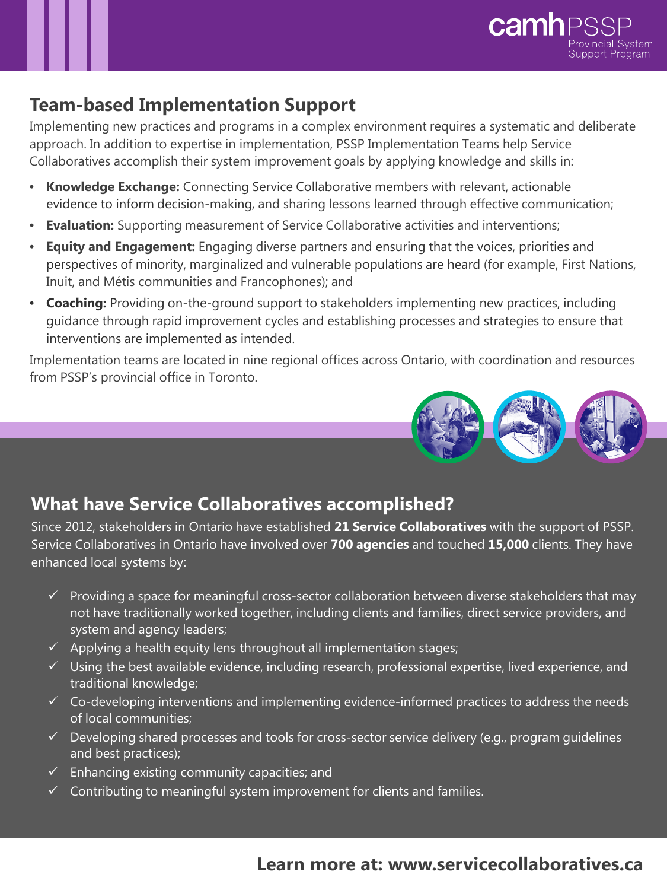## Team-based Implementation Support

Implementing new practices and programs in a complex environment requires a systematic and deliberate approach. In addition to expertise in implementation, PSSP Implementation Teams help Service Collaboratives accomplish their system improvement goals by applying knowledge and skills in:

- **Knowledge Exchange:** Connecting Service Collaborative members with relevant, actionable evidence to inform decision-making, and sharing lessons learned through effective communication;
- **Evaluation:** Supporting measurement of Service Collaborative activities and interventions;
- **Equity and Engagement:** Engaging diverse partners and ensuring that the voices, priorities and perspectives of minority, marginalized and vulnerable populations are heard (for example, First Nations, Inuit, and Métis communities and Francophones); and
- **Coaching:** Providing on-the-ground support to stakeholders implementing new practices, including guidance through rapid improvement cycles and establishing processes and strategies to ensure that interventions are implemented as intended.

Implementation teams are located in nine regional offices across Ontario, with coordination and resources from PSSP's provincial office in Toronto.

## What have Service Collaboratives accomplished?

Since 2012, stakeholders in Ontario have established **21 Service Collaboratives** with the support of PSSP. Service Collaboratives in Ontario have involved over **700 agencies** and touched **15,000** clients. They have enhanced local systems by:

- ✓ Providing a space for meaningful cross-sector collaboration between diverse stakeholders that may not have traditionally worked together, including clients and families, direct service providers, and system and agency leaders;
- ✓ Applying a health equity lens throughout all implementation stages;
- ✓ Using the best available evidence, including research, professional expertise, lived experience, and traditional knowledge;
- ✓ Co-developing interventions and implementing evidence-informed practices to address the needs of local communities;
- ✓ Developing shared processes and tools for cross-sector service delivery (e.g., program guidelines and best practices);
- ✓ Enhancing existing community capacities; and
- ✓ Contributing to meaningful system improvement for clients and families.

**Learn more at: www.servicecollaboratives.ca**